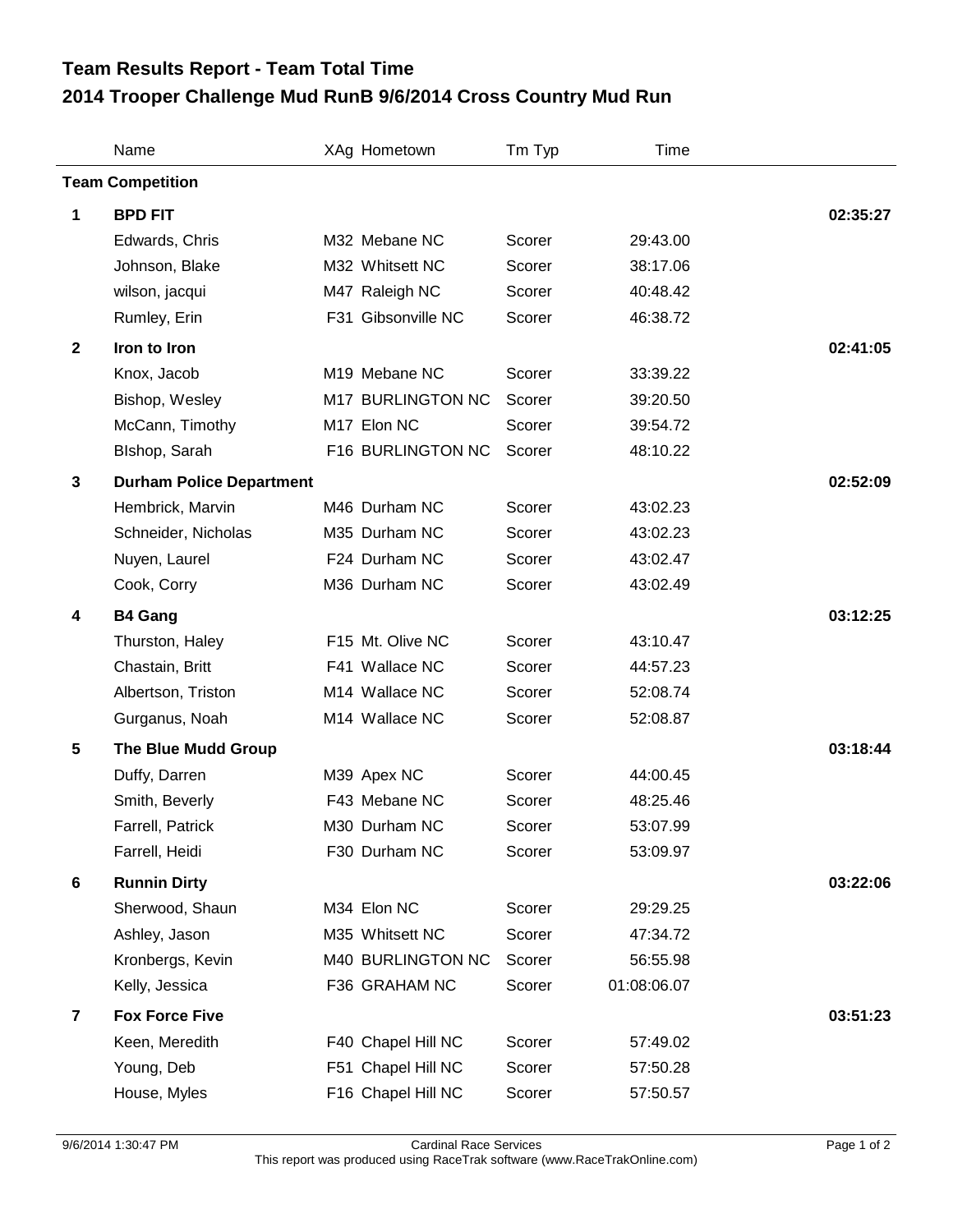# Team Results Report - Team Total Time
## 2014 Trooper Challenge Mud RunB 9/6/2014 Cross Country Mud Run

| | Name | XAg | Hometown | Tm Typ | Time | |
|---|---|---|---|---|---|---|
| **Team Competition** | | | | | | |
| **1** | **BPD FIT** | | | | | **02:35:27** |
| | Edwards, Chris | M32 | Mebane NC | Scorer | 29:43.00 | |
| | Johnson, Blake | M32 | Whitsett NC | Scorer | 38:17.06 | |
| | wilson, jacqui | M47 | Raleigh NC | Scorer | 40:48.42 | |
| | Rumley, Erin | F31 | Gibsonville NC | Scorer | 46:38.72 | |
| **2** | **Iron to Iron** | | | | | **02:41:05** |
| | Knox, Jacob | M19 | Mebane NC | Scorer | 33:39.22 | |
| | Bishop, Wesley | M17 | BURLINGTON NC | Scorer | 39:20.50 | |
| | McCann, Timothy | M17 | Elon NC | Scorer | 39:54.72 | |
| | BIshop, Sarah | F16 | BURLINGTON NC | Scorer | 48:10.22 | |
| **3** | **Durham Police Department** | | | | | **02:52:09** |
| | Hembrick, Marvin | M46 | Durham NC | Scorer | 43:02.23 | |
| | Schneider, Nicholas | M35 | Durham NC | Scorer | 43:02.23 | |
| | Nuyen, Laurel | F24 | Durham NC | Scorer | 43:02.47 | |
| | Cook, Corry | M36 | Durham NC | Scorer | 43:02.49 | |
| **4** | **B4 Gang** | | | | | **03:12:25** |
| | Thurston, Haley | F15 | Mt. Olive NC | Scorer | 43:10.47 | |
| | Chastain, Britt | F41 | Wallace NC | Scorer | 44:57.23 | |
| | Albertson, Triston | M14 | Wallace NC | Scorer | 52:08.74 | |
| | Gurganus, Noah | M14 | Wallace NC | Scorer | 52:08.87 | |
| **5** | **The Blue Mudd Group** | | | | | **03:18:44** |
| | Duffy, Darren | M39 | Apex NC | Scorer | 44:00.45 | |
| | Smith, Beverly | F43 | Mebane NC | Scorer | 48:25.46 | |
| | Farrell, Patrick | M30 | Durham NC | Scorer | 53:07.99 | |
| | Farrell, Heidi | F30 | Durham NC | Scorer | 53:09.97 | |
| **6** | **Runnin Dirty** | | | | | **03:22:06** |
| | Sherwood, Shaun | M34 | Elon NC | Scorer | 29:29.25 | |
| | Ashley, Jason | M35 | Whitsett NC | Scorer | 47:34.72 | |
| | Kronbergs, Kevin | M40 | BURLINGTON NC | Scorer | 56:55.98 | |
| | Kelly, Jessica | F36 | GRAHAM NC | Scorer | 01:08:06.07 | |
| **7** | **Fox Force Five** | | | | | **03:51:23** |
| | Keen, Meredith | F40 | Chapel Hill NC | Scorer | 57:49.02 | |
| | Young, Deb | F51 | Chapel Hill NC | Scorer | 57:50.28 | |
| | House, Myles | F16 | Chapel Hill NC | Scorer | 57:50.57 | |

9/6/2014 1:30:47 PM — Cardinal Race Services

This report was produced using RaceTrak software (www.RaceTrakOnline.com)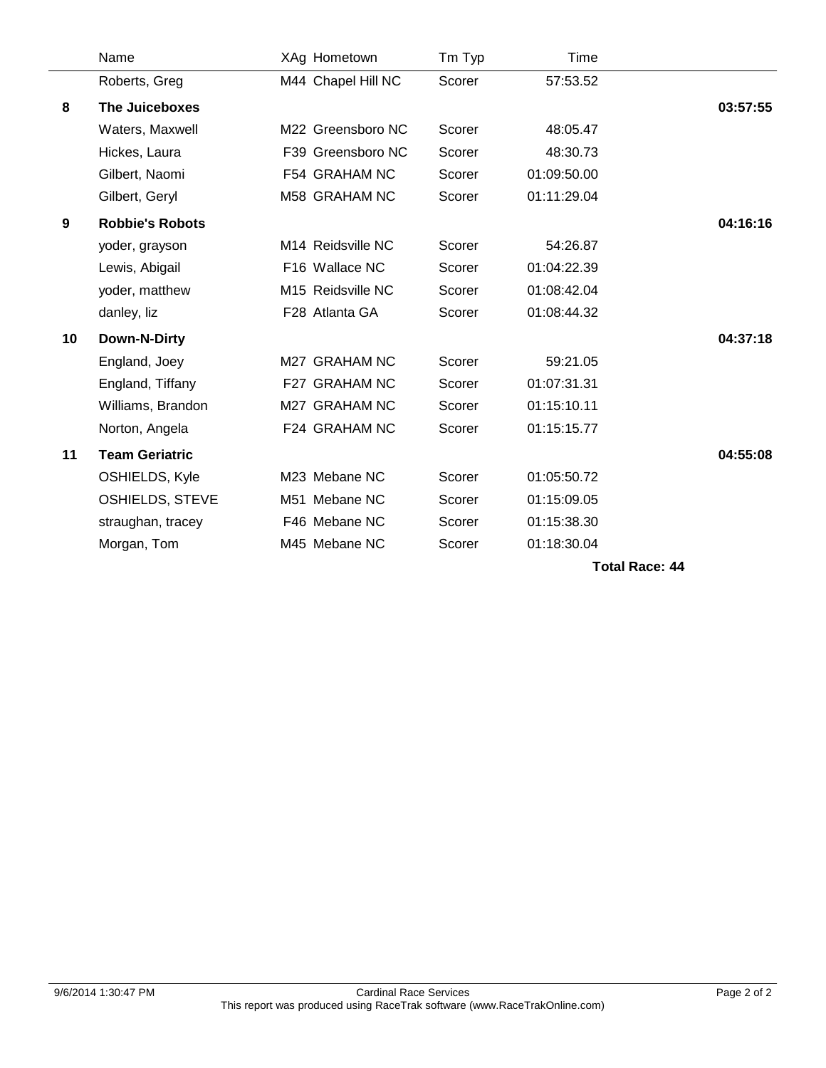| | Name | XAg | Hometown | Tm Typ | Time | |
|---|---|---|---|---|---|---|
| | Roberts, Greg | M44 | Chapel Hill NC | Scorer | 57:53.52 | |
| **8** | **The Juiceboxes** | | | | | **03:57:55** |
| | Waters, Maxwell | M22 | Greensboro NC | Scorer | 48:05.47 | |
| | Hickes, Laura | F39 | Greensboro NC | Scorer | 48:30.73 | |
| | Gilbert, Naomi | F54 | GRAHAM NC | Scorer | 01:09:50.00 | |
| | Gilbert, Geryl | M58 | GRAHAM NC | Scorer | 01:11:29.04 | |
| **9** | **Robbie's Robots** | | | | | **04:16:16** |
| | yoder, grayson | M14 | Reidsville NC | Scorer | 54:26.87 | |
| | Lewis, Abigail | F16 | Wallace NC | Scorer | 01:04:22.39 | |
| | yoder, matthew | M15 | Reidsville NC | Scorer | 01:08:42.04 | |
| | danley, liz | F28 | Atlanta GA | Scorer | 01:08:44.32 | |
| **10** | **Down-N-Dirty** | | | | | **04:37:18** |
| | England, Joey | M27 | GRAHAM NC | Scorer | 59:21.05 | |
| | England, Tiffany | F27 | GRAHAM NC | Scorer | 01:07:31.31 | |
| | Williams, Brandon | M27 | GRAHAM NC | Scorer | 01:15:10.11 | |
| | Norton, Angela | F24 | GRAHAM NC | Scorer | 01:15:15.77 | |
| **11** | **Team Geriatric** | | | | | **04:55:08** |
| | OSHIELDS, Kyle | M23 | Mebane NC | Scorer | 01:05:50.72 | |
| | OSHIELDS, STEVE | M51 | Mebane NC | Scorer | 01:15:09.05 | |
| | straughan, tracey | F46 | Mebane NC | Scorer | 01:15:38.30 | |
| | Morgan, Tom | M45 | Mebane NC | Scorer | 01:18:30.04 | |

**Total Race: 44**

9/6/2014 1:30:47 PM

Cardinal Race Services

This report was produced using RaceTrak software (www.RaceTrakOnline.com)